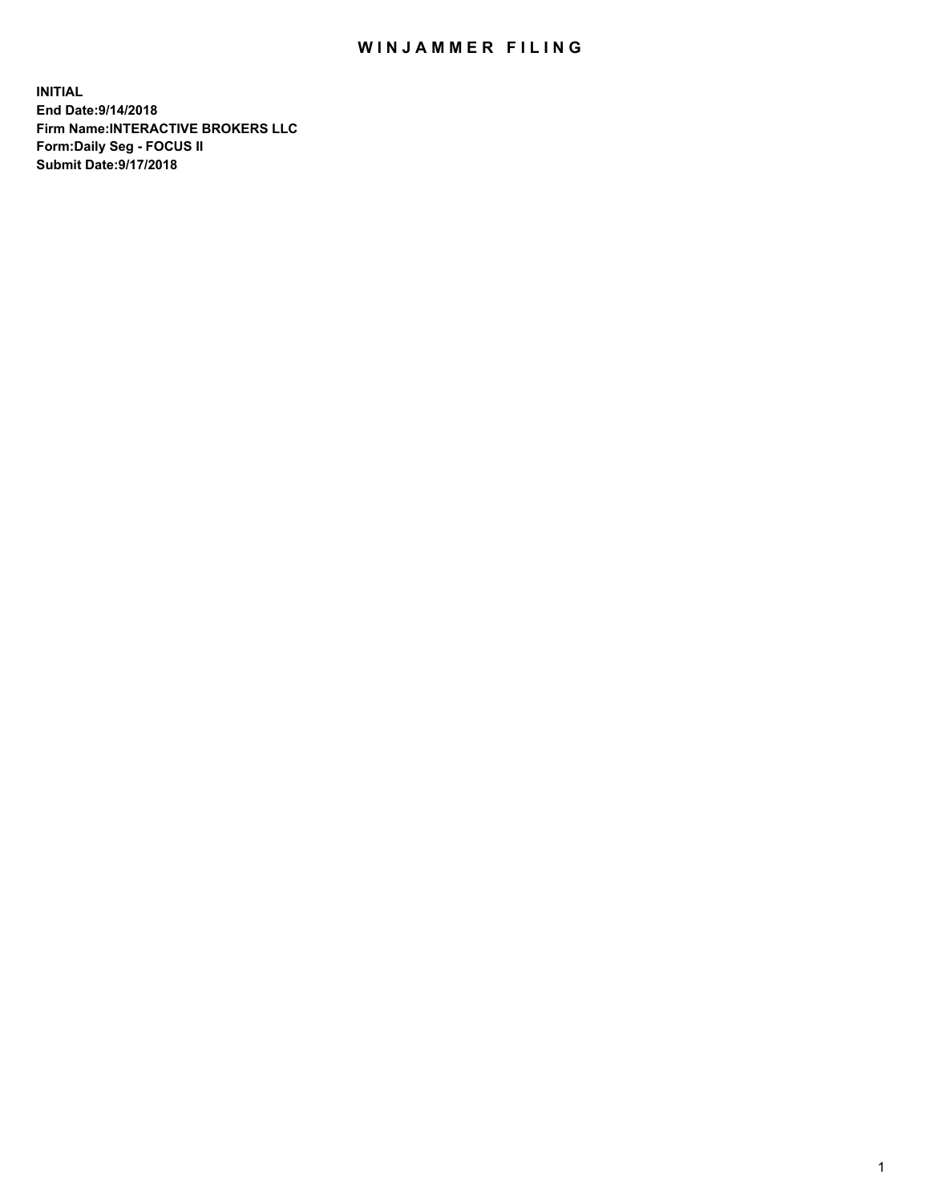# WINJAMMER FILING

**INITIAL**
**End Date:9/14/2018**
**Firm Name:INTERACTIVE BROKERS LLC**
**Form:Daily Seg - FOCUS II**
**Submit Date:9/17/2018**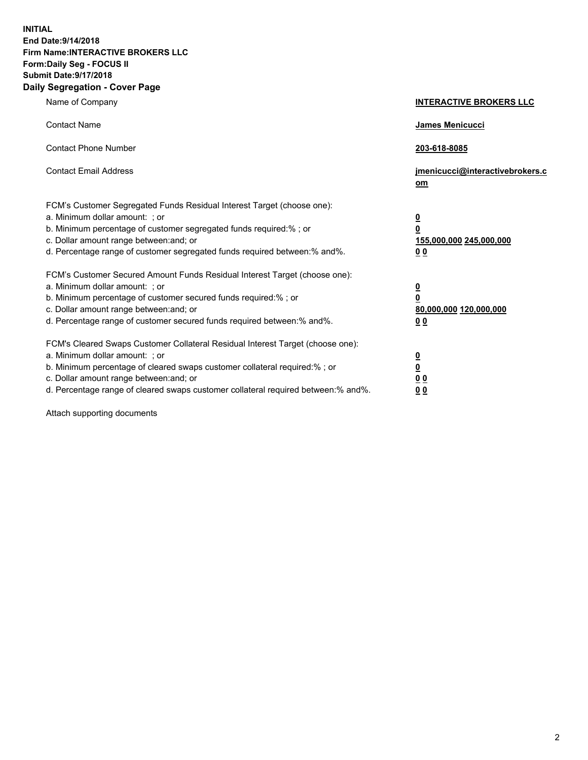**INITIAL**
**End Date:9/14/2018**
**Firm Name:INTERACTIVE BROKERS LLC**
**Form:Daily Seg - FOCUS II**
**Submit Date:9/17/2018**

## Daily Segregation - Cover Page

| | |
|---|---|
| Name of Company | **INTERACTIVE BROKERS LLC** |
| Contact Name | **James Menicucci** |
| Contact Phone Number | **203-618-8085** |
| Contact Email Address | **jmenicucci@interactivebrokers.com** |

FCM's Customer Segregated Funds Residual Interest Target (choose one):

| | |
|---|---|
| a. Minimum dollar amount: ; or | **0** |
| b. Minimum percentage of customer segregated funds required:% ; or | **0** |
| c. Dollar amount range between:and; or | **155,000,000 245,000,000** |
| d. Percentage range of customer segregated funds required between:% and%. | **0 0** |

FCM's Customer Secured Amount Funds Residual Interest Target (choose one):

| | |
|---|---|
| a. Minimum dollar amount: ; or | **0** |
| b. Minimum percentage of customer secured funds required:% ; or | **0** |
| c. Dollar amount range between:and; or | **80,000,000 120,000,000** |
| d. Percentage range of customer secured funds required between:% and%. | **0 0** |

FCM's Cleared Swaps Customer Collateral Residual Interest Target (choose one):

| | |
|---|---|
| a. Minimum dollar amount: ; or | **0** |
| b. Minimum percentage of cleared swaps customer collateral required:% ; or | **0** |
| c. Dollar amount range between:and; or | **0 0** |
| d. Percentage range of cleared swaps customer collateral required between:% and%. | **0 0** |

Attach supporting documents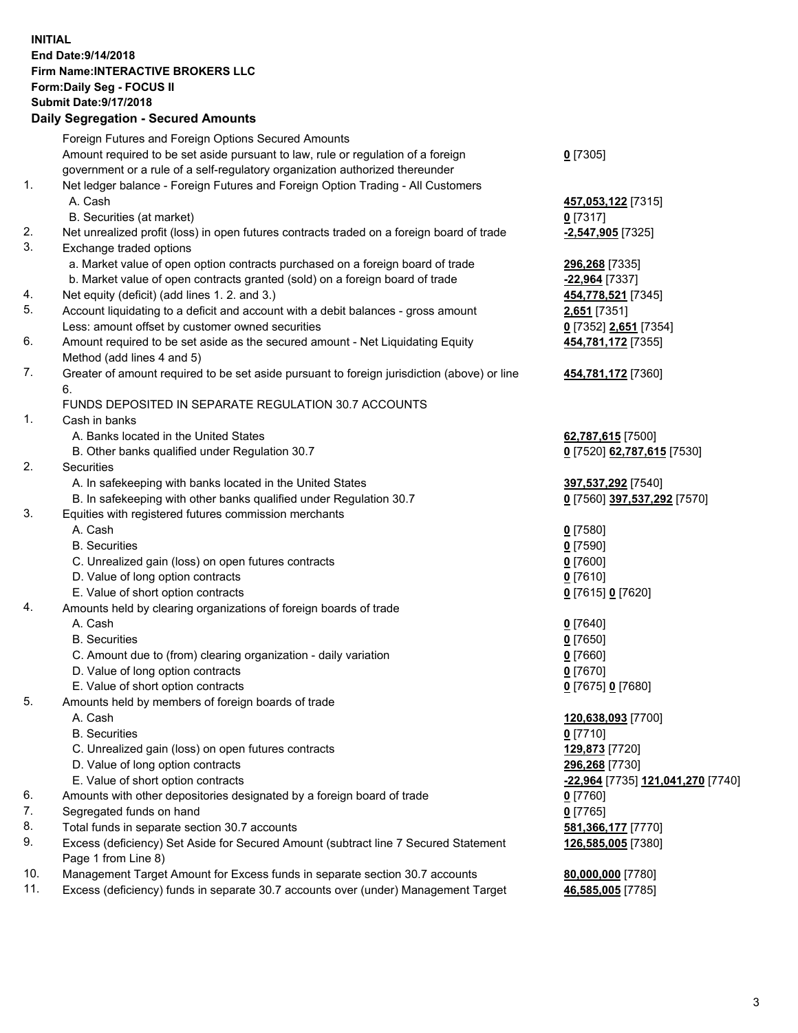**INITIAL**
**End Date:9/14/2018**
**Firm Name:INTERACTIVE BROKERS LLC**
**Form:Daily Seg - FOCUS II**
**Submit Date:9/17/2018**
**Daily Segregation - Secured Amounts**

| | | |
|---|---|---|
| | Foreign Futures and Foreign Options Secured Amounts | |
| | Amount required to be set aside pursuant to law, rule or regulation of a foreign government or a rule of a self-regulatory organization authorized thereunder | **0** [7305] |
| 1. | Net ledger balance - Foreign Futures and Foreign Option Trading - All Customers | |
| | A. Cash | **457,053,122** [7315] |
| | B. Securities (at market) | **0** [7317] |
| 2. | Net unrealized profit (loss) in open futures contracts traded on a foreign board of trade | **-2,547,905** [7325] |
| 3. | Exchange traded options | |
| | a. Market value of open option contracts purchased on a foreign board of trade | **296,268** [7335] |
| | b. Market value of open contracts granted (sold) on a foreign board of trade | **-22,964** [7337] |
| 4. | Net equity (deficit) (add lines 1. 2. and 3.) | **454,778,521** [7345] |
| 5. | Account liquidating to a deficit and account with a debit balances - gross amount | **2,651** [7351] |
| | Less: amount offset by customer owned securities | **0** [7352] **2,651** [7354] |
| 6. | Amount required to be set aside as the secured amount - Net Liquidating Equity Method (add lines 4 and 5) | **454,781,172** [7355] |
| 7. | Greater of amount required to be set aside pursuant to foreign jurisdiction (above) or line 6. | **454,781,172** [7360] |
| | FUNDS DEPOSITED IN SEPARATE REGULATION 30.7 ACCOUNTS | |
| 1. | Cash in banks | |
| | A. Banks located in the United States | **62,787,615** [7500] |
| | B. Other banks qualified under Regulation 30.7 | **0** [7520] **62,787,615** [7530] |
| 2. | Securities | |
| | A. In safekeeping with banks located in the United States | **397,537,292** [7540] |
| | B. In safekeeping with other banks qualified under Regulation 30.7 | **0** [7560] **397,537,292** [7570] |
| 3. | Equities with registered futures commission merchants | |
| | A. Cash | **0** [7580] |
| | B. Securities | **0** [7590] |
| | C. Unrealized gain (loss) on open futures contracts | **0** [7600] |
| | D. Value of long option contracts | **0** [7610] |
| | E. Value of short option contracts | **0** [7615] **0** [7620] |
| 4. | Amounts held by clearing organizations of foreign boards of trade | |
| | A. Cash | **0** [7640] |
| | B. Securities | **0** [7650] |
| | C. Amount due to (from) clearing organization - daily variation | **0** [7660] |
| | D. Value of long option contracts | **0** [7670] |
| | E. Value of short option contracts | **0** [7675] **0** [7680] |
| 5. | Amounts held by members of foreign boards of trade | |
| | A. Cash | **120,638,093** [7700] |
| | B. Securities | **0** [7710] |
| | C. Unrealized gain (loss) on open futures contracts | **129,873** [7720] |
| | D. Value of long option contracts | **296,268** [7730] |
| | E. Value of short option contracts | **-22,964** [7735] **121,041,270** [7740] |
| 6. | Amounts with other depositories designated by a foreign board of trade | **0** [7760] |
| 7. | Segregated funds on hand | **0** [7765] |
| 8. | Total funds in separate section 30.7 accounts | **581,366,177** [7770] |
| 9. | Excess (deficiency) Set Aside for Secured Amount (subtract line 7 Secured Statement Page 1 from Line 8) | **126,585,005** [7380] |
| 10. | Management Target Amount for Excess funds in separate section 30.7 accounts | **80,000,000** [7780] |
| 11. | Excess (deficiency) funds in separate 30.7 accounts over (under) Management Target | **46,585,005** [7785] |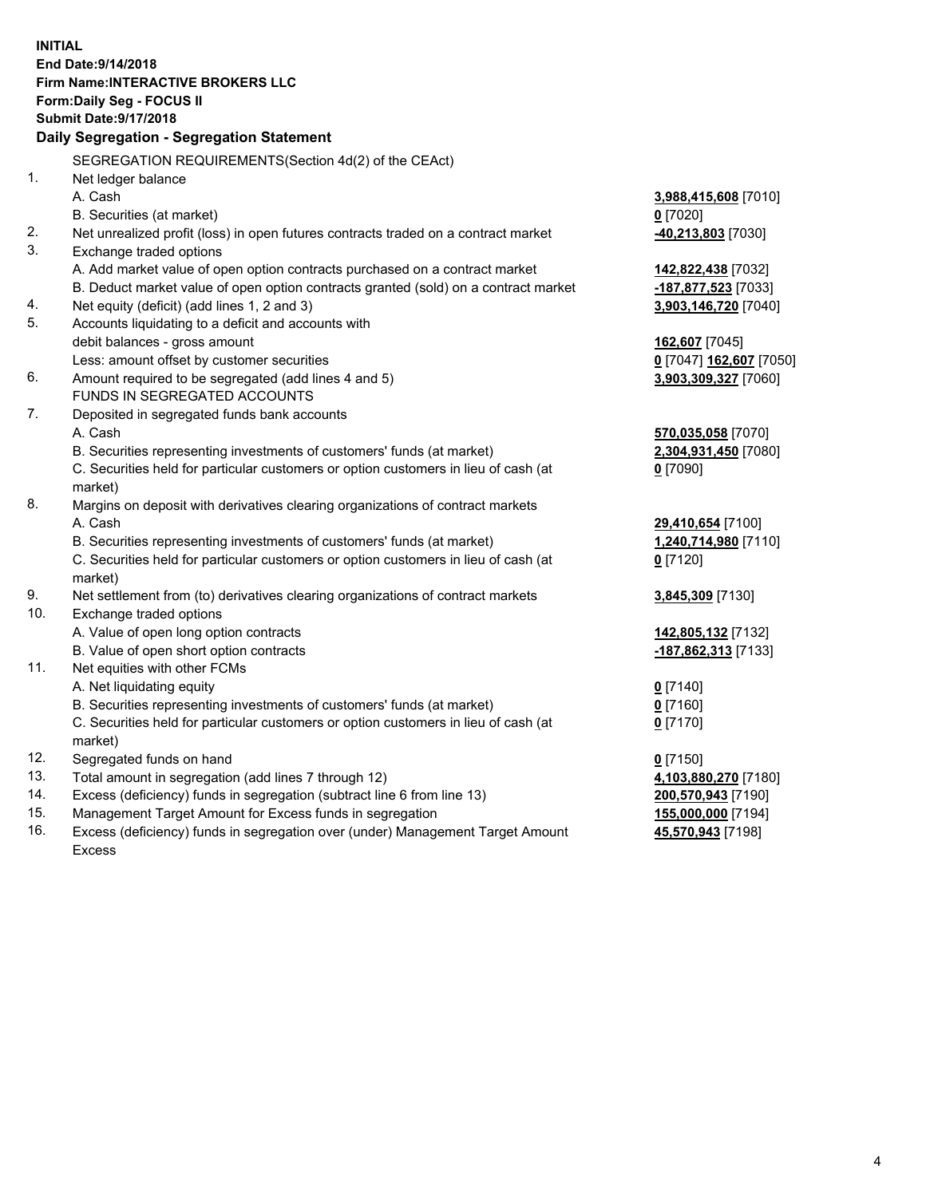**INITIAL**
**End Date:9/14/2018**
**Firm Name:INTERACTIVE BROKERS LLC**
**Form:Daily Seg - FOCUS II**
**Submit Date:9/17/2018**

## Daily Segregation - Segregation Statement

SEGREGATION REQUIREMENTS(Section 4d(2) of the CEAct)

| | | |
|---|---|---|
| 1. | Net ledger balance | |
| | A. Cash | **3,988,415,608** [7010] |
| | B. Securities (at market) | **0** [7020] |
| 2. | Net unrealized profit (loss) in open futures contracts traded on a contract market | **-40,213,803** [7030] |
| 3. | Exchange traded options | |
| | A. Add market value of open option contracts purchased on a contract market | **142,822,438** [7032] |
| | B. Deduct market value of open option contracts granted (sold) on a contract market | **-187,877,523** [7033] |
| 4. | Net equity (deficit) (add lines 1, 2 and 3) | **3,903,146,720** [7040] |
| 5. | Accounts liquidating to a deficit and accounts with debit balances - gross amount | **162,607** [7045] |
| | Less: amount offset by customer securities | **0** [7047] **162,607** [7050] |
| 6. | Amount required to be segregated (add lines 4 and 5) | **3,903,309,327** [7060] |
| | FUNDS IN SEGREGATED ACCOUNTS | |
| 7. | Deposited in segregated funds bank accounts | |
| | A. Cash | **570,035,058** [7070] |
| | B. Securities representing investments of customers' funds (at market) | **2,304,931,450** [7080] |
| | C. Securities held for particular customers or option customers in lieu of cash (at market) | **0** [7090] |
| 8. | Margins on deposit with derivatives clearing organizations of contract markets | |
| | A. Cash | **29,410,654** [7100] |
| | B. Securities representing investments of customers' funds (at market) | **1,240,714,980** [7110] |
| | C. Securities held for particular customers or option customers in lieu of cash (at market) | **0** [7120] |
| 9. | Net settlement from (to) derivatives clearing organizations of contract markets | **3,845,309** [7130] |
| 10. | Exchange traded options | |
| | A. Value of open long option contracts | **142,805,132** [7132] |
| | B. Value of open short option contracts | **-187,862,313** [7133] |
| 11. | Net equities with other FCMs | |
| | A. Net liquidating equity | **0** [7140] |
| | B. Securities representing investments of customers' funds (at market) | **0** [7160] |
| | C. Securities held for particular customers or option customers in lieu of cash (at market) | **0** [7170] |
| 12. | Segregated funds on hand | **0** [7150] |
| 13. | Total amount in segregation (add lines 7 through 12) | **4,103,880,270** [7180] |
| 14. | Excess (deficiency) funds in segregation (subtract line 6 from line 13) | **200,570,943** [7190] |
| 15. | Management Target Amount for Excess funds in segregation | **155,000,000** [7194] |
| 16. | Excess (deficiency) funds in segregation over (under) Management Target Amount Excess | **45,570,943** [7198] |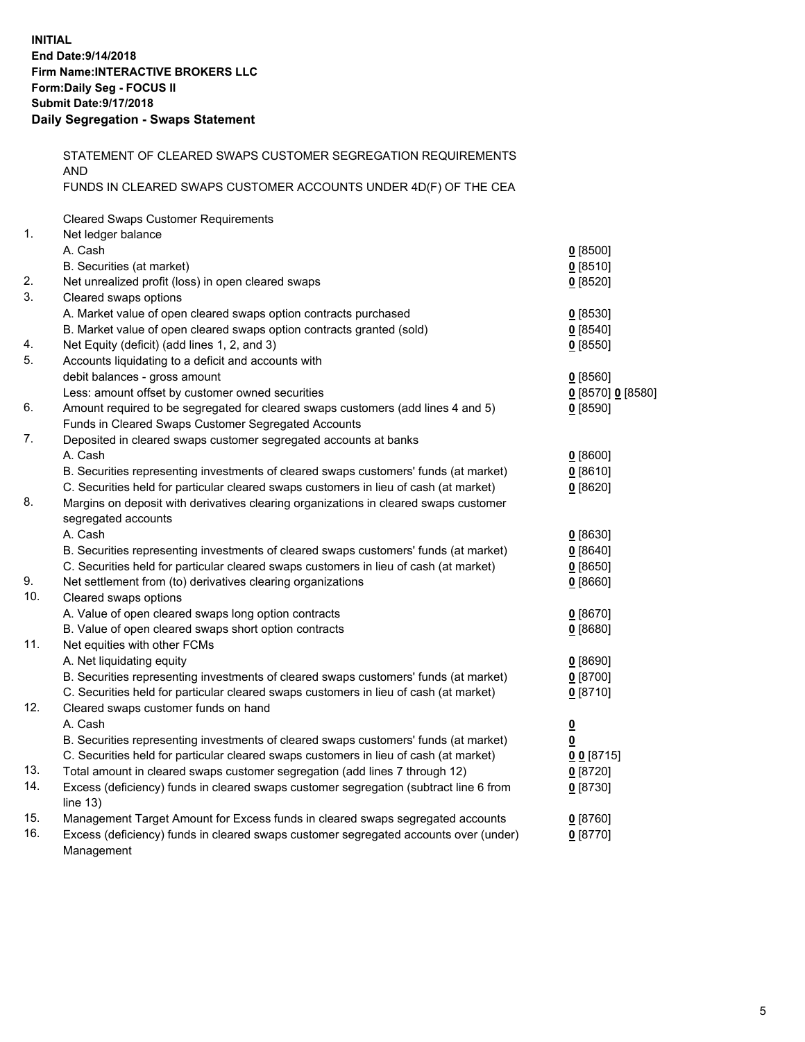**INITIAL**
**End Date:9/14/2018**
**Firm Name:INTERACTIVE BROKERS LLC**
**Form:Daily Seg - FOCUS II**
**Submit Date:9/17/2018**
**Daily Segregation - Swaps Statement**

STATEMENT OF CLEARED SWAPS CUSTOMER SEGREGATION REQUIREMENTS AND FUNDS IN CLEARED SWAPS CUSTOMER ACCOUNTS UNDER 4D(F) OF THE CEA

| | | |
|---|---|---|
| | Cleared Swaps Customer Requirements | |
| 1. | Net ledger balance | |
| | A. Cash | 0 [8500] |
| | B. Securities (at market) | 0 [8510] |
| 2. | Net unrealized profit (loss) in open cleared swaps | 0 [8520] |
| 3. | Cleared swaps options | |
| | A. Market value of open cleared swaps option contracts purchased | 0 [8530] |
| | B. Market value of open cleared swaps option contracts granted (sold) | 0 [8540] |
| 4. | Net Equity (deficit) (add lines 1, 2, and 3) | 0 [8550] |
| 5. | Accounts liquidating to a deficit and accounts with debit balances - gross amount | 0 [8560] |
| | Less: amount offset by customer owned securities | 0 [8570] 0 [8580] |
| 6. | Amount required to be segregated for cleared swaps customers (add lines 4 and 5) | 0 [8590] |
| | Funds in Cleared Swaps Customer Segregated Accounts | |
| 7. | Deposited in cleared swaps customer segregated accounts at banks | |
| | A. Cash | 0 [8600] |
| | B. Securities representing investments of cleared swaps customers' funds (at market) | 0 [8610] |
| | C. Securities held for particular cleared swaps customers in lieu of cash (at market) | 0 [8620] |
| 8. | Margins on deposit with derivatives clearing organizations in cleared swaps customer segregated accounts | |
| | A. Cash | 0 [8630] |
| | B. Securities representing investments of cleared swaps customers' funds (at market) | 0 [8640] |
| | C. Securities held for particular cleared swaps customers in lieu of cash (at market) | 0 [8650] |
| 9. | Net settlement from (to) derivatives clearing organizations | 0 [8660] |
| 10. | Cleared swaps options | |
| | A. Value of open cleared swaps long option contracts | 0 [8670] |
| | B. Value of open cleared swaps short option contracts | 0 [8680] |
| 11. | Net equities with other FCMs | |
| | A. Net liquidating equity | 0 [8690] |
| | B. Securities representing investments of cleared swaps customers' funds (at market) | 0 [8700] |
| | C. Securities held for particular cleared swaps customers in lieu of cash (at market) | 0 [8710] |
| 12. | Cleared swaps customer funds on hand | |
| | A. Cash | 0 |
| | B. Securities representing investments of cleared swaps customers' funds (at market) | 0 |
| | C. Securities held for particular cleared swaps customers in lieu of cash (at market) | 0 0 [8715] |
| 13. | Total amount in cleared swaps customer segregation (add lines 7 through 12) | 0 [8720] |
| 14. | Excess (deficiency) funds in cleared swaps customer segregation (subtract line 6 from line 13) | 0 [8730] |
| 15. | Management Target Amount for Excess funds in cleared swaps segregated accounts | 0 [8760] |
| 16. | Excess (deficiency) funds in cleared swaps customer segregated accounts over (under) Management | 0 [8770] |